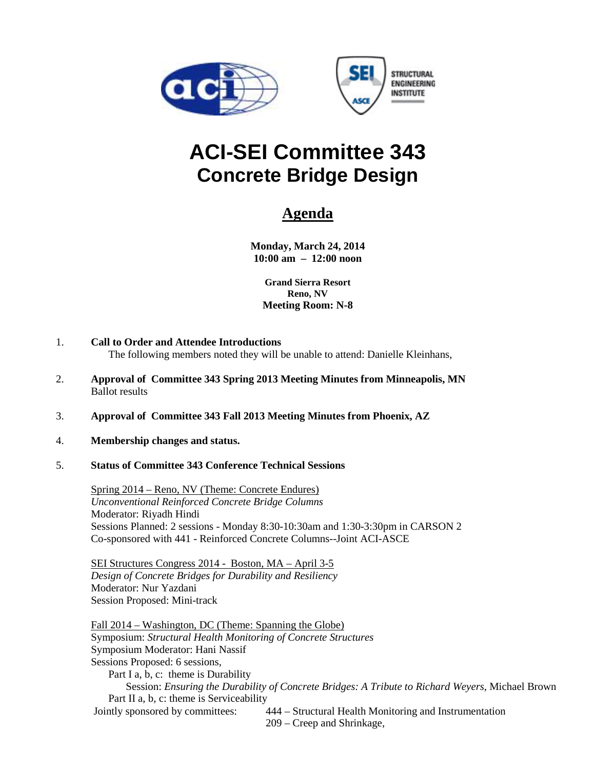# ACI-SEI Committee 343
# Concrete Bridge Design

## Agenda

**Monday, March 24, 2014**
**10:00 am – 12:00 noon**

**Grand Sierra Resort**
**Reno, NV**
**Meeting Room: N-8**

1. **Call to Order and Attendee Introductions**
   The following members noted they will be unable to attend: Danielle Kleinhans,

2. **Approval of Committee 343 Spring 2013 Meeting Minutes from Minneapolis, MN**
   Ballot results

3. **Approval of Committee 343 Fall 2013 Meeting Minutes from Phoenix, AZ**

4. **Membership changes and status.**

5. **Status of Committee 343 Conference Technical Sessions**

   Spring 2014 – Reno, NV (Theme: Concrete Endures)
   *Unconventional Reinforced Concrete Bridge Columns*
   Moderator: Riyadh Hindi
   Sessions Planned: 2 sessions - Monday 8:30-10:30am and 1:30-3:30pm in CARSON 2
   Co-sponsored with 441 - Reinforced Concrete Columns--Joint ACI-ASCE

   SEI Structures Congress 2014 - Boston, MA – April 3-5
   *Design of Concrete Bridges for Durability and Resiliency*
   Moderator: Nur Yazdani
   Session Proposed: Mini-track

   Fall 2014 – Washington, DC (Theme: Spanning the Globe)
   Symposium: *Structural Health Monitoring of Concrete Structures*
   Symposium Moderator: Hani Nassif
   Sessions Proposed: 6 sessions,
   - Part I a, b, c: theme is Durability
     - Session: *Ensuring the Durability of Concrete Bridges: A Tribute to Richard Weyers,* Michael Brown
   - Part II a, b, c: theme is Serviceability

   Jointly sponsored by committees:
   - 444 – Structural Health Monitoring and Instrumentation
   - 209 – Creep and Shrinkage,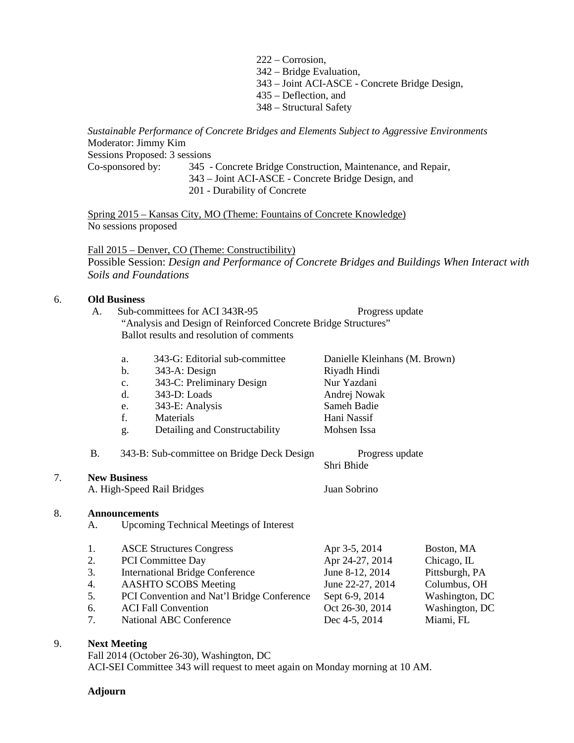222 – Corrosion,
342 – Bridge Evaluation,
343 – Joint ACI-ASCE - Concrete Bridge Design,
435 – Deflection, and
348 – Structural Safety

*Sustainable Performance of Concrete Bridges and Elements Subject to Aggressive Environments*
Moderator: Jimmy Kim
Sessions Proposed: 3 sessions
Co-sponsored by: 345 - Concrete Bridge Construction, Maintenance, and Repair,
343 – Joint ACI-ASCE - Concrete Bridge Design, and
201 - Durability of Concrete

Spring 2015 – Kansas City, MO (Theme: Fountains of Concrete Knowledge)
No sessions proposed

Fall 2015 – Denver, CO (Theme: Constructibility)
Possible Session: *Design and Performance of Concrete Bridges and Buildings When Interact with Soils and Foundations*

6. **Old Business**

A. Sub-committees for ACI 343R-95 — Progress update
"Analysis and Design of Reinforced Concrete Bridge Structures"
Ballot results and resolution of comments

| | | |
|---|---|---|
| a. | 343-G: Editorial sub-committee | Danielle Kleinhans (M. Brown) |
| b. | 343-A: Design | Riyadh Hindi |
| c. | 343-C: Preliminary Design | Nur Yazdani |
| d. | 343-D: Loads | Andrej Nowak |
| e. | 343-E: Analysis | Sameh Badie |
| f. | Materials | Hani Nassif |
| g. | Detailing and Constructability | Mohsen Issa |

B. 343-B: Sub-committee on Bridge Deck Design — Progress update
Shri Bhide

7. **New Business**

A. High-Speed Rail Bridges — Juan Sobrino

8. **Announcements**

A. Upcoming Technical Meetings of Interest

| | | | |
|---|---|---|---|
| 1. | ASCE Structures Congress | Apr 3-5, 2014 | Boston, MA |
| 2. | PCI Committee Day | Apr 24-27, 2014 | Chicago, IL |
| 3. | International Bridge Conference | June 8-12, 2014 | Pittsburgh, PA |
| 4. | AASHTO SCOBS Meeting | June 22-27, 2014 | Columbus, OH |
| 5. | PCI Convention and Nat'l Bridge Conference | Sept 6-9, 2014 | Washington, DC |
| 6. | ACI Fall Convention | Oct 26-30, 2014 | Washington, DC |
| 7. | National ABC Conference | Dec 4-5, 2014 | Miami, FL |

9. **Next Meeting**

Fall 2014 (October 26-30), Washington, DC
ACI-SEI Committee 343 will request to meet again on Monday morning at 10 AM.

**Adjourn**